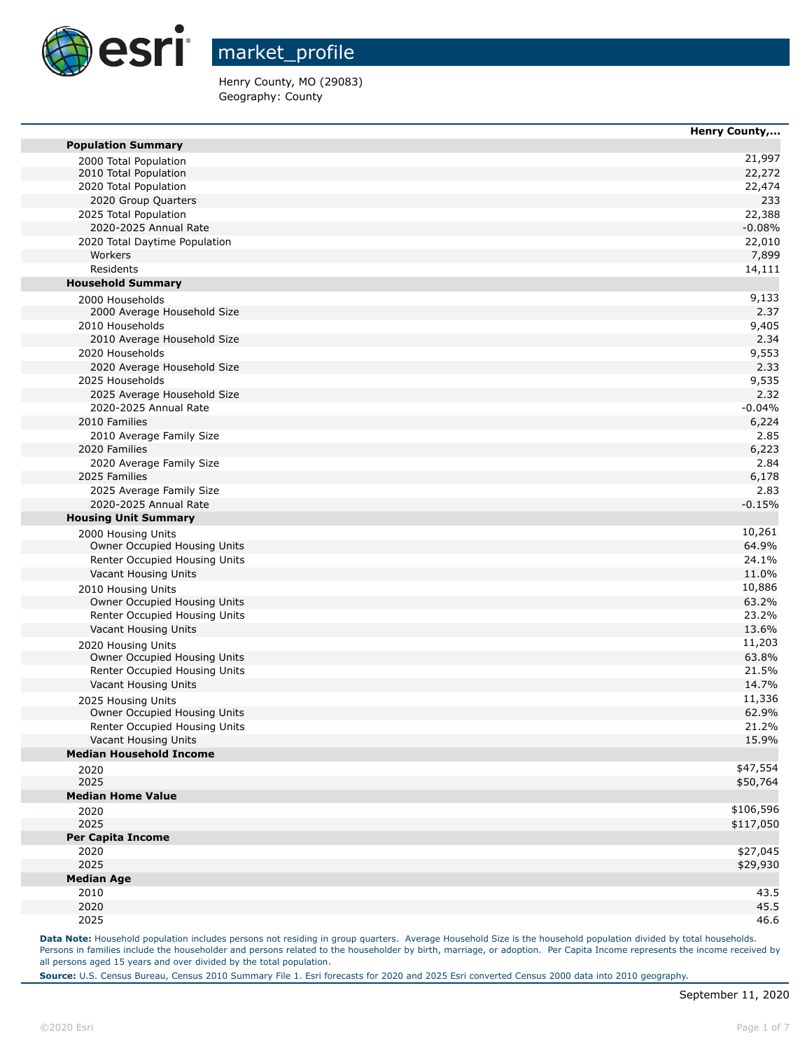# market_profile

Henry County, MO (29083)
Geography: County

| | Henry County,... |
|---|---|
| **Population Summary** | |
| 2000 Total Population | 21,997 |
| 2010 Total Population | 22,272 |
| 2020 Total Population | 22,474 |
| 2020 Group Quarters | 233 |
| 2025 Total Population | 22,388 |
| 2020-2025 Annual Rate | -0.08% |
| 2020 Total Daytime Population | 22,010 |
| Workers | 7,899 |
| Residents | 14,111 |
| **Household Summary** | |
| 2000 Households | 9,133 |
| 2000 Average Household Size | 2.37 |
| 2010 Households | 9,405 |
| 2010 Average Household Size | 2.34 |
| 2020 Households | 9,553 |
| 2020 Average Household Size | 2.33 |
| 2025 Households | 9,535 |
| 2025 Average Household Size | 2.32 |
| 2020-2025 Annual Rate | -0.04% |
| 2010 Families | 6,224 |
| 2010 Average Family Size | 2.85 |
| 2020 Families | 6,223 |
| 2020 Average Family Size | 2.84 |
| 2025 Families | 6,178 |
| 2025 Average Family Size | 2.83 |
| 2020-2025 Annual Rate | -0.15% |
| **Housing Unit Summary** | |
| 2000 Housing Units | 10,261 |
| Owner Occupied Housing Units | 64.9% |
| Renter Occupied Housing Units | 24.1% |
| Vacant Housing Units | 11.0% |
| 2010 Housing Units | 10,886 |
| Owner Occupied Housing Units | 63.2% |
| Renter Occupied Housing Units | 23.2% |
| Vacant Housing Units | 13.6% |
| 2020 Housing Units | 11,203 |
| Owner Occupied Housing Units | 63.8% |
| Renter Occupied Housing Units | 21.5% |
| Vacant Housing Units | 14.7% |
| 2025 Housing Units | 11,336 |
| Owner Occupied Housing Units | 62.9% |
| Renter Occupied Housing Units | 21.2% |
| Vacant Housing Units | 15.9% |
| **Median Household Income** | |
| 2020 | $47,554 |
| 2025 | $50,764 |
| **Median Home Value** | |
| 2020 | $106,596 |
| 2025 | $117,050 |
| **Per Capita Income** | |
| 2020 | $27,045 |
| 2025 | $29,930 |
| **Median Age** | |
| 2010 | 43.5 |
| 2020 | 45.5 |
| 2025 | 46.6 |

**Data Note:** Household population includes persons not residing in group quarters. Average Household Size is the household population divided by total households. Persons in families include the householder and persons related to the householder by birth, marriage, or adoption. Per Capita Income represents the income received by all persons aged 15 years and over divided by the total population.

**Source:** U.S. Census Bureau, Census 2010 Summary File 1. Esri forecasts for 2020 and 2025 Esri converted Census 2000 data into 2010 geography.

September 11, 2020

©2020 Esri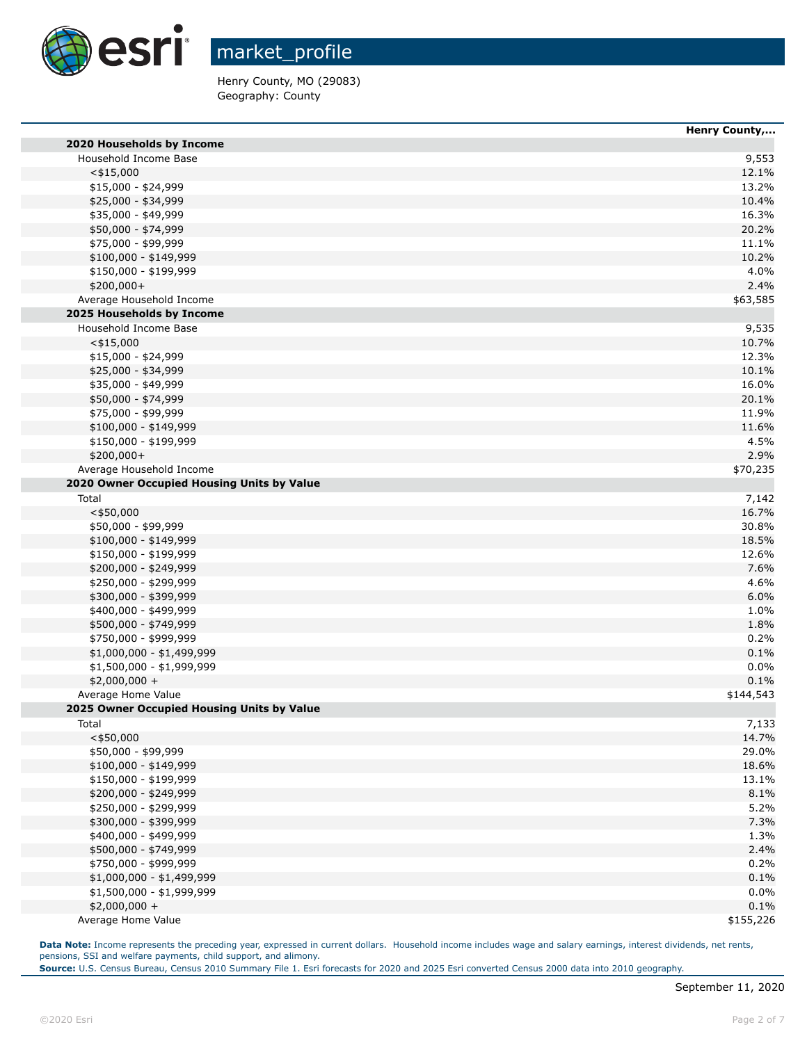# market_profile

Henry County, MO (29083)
Geography: County

| | Henry County,... |
|---|---|
| **2020 Households by Income** | |
| Household Income Base | 9,553 |
| <$15,000 | 12.1% |
| $15,000 - $24,999 | 13.2% |
| $25,000 - $34,999 | 10.4% |
| $35,000 - $49,999 | 16.3% |
| $50,000 - $74,999 | 20.2% |
| $75,000 - $99,999 | 11.1% |
| $100,000 - $149,999 | 10.2% |
| $150,000 - $199,999 | 4.0% |
| $200,000+ | 2.4% |
| Average Household Income | $63,585 |
| **2025 Households by Income** | |
| Household Income Base | 9,535 |
| <$15,000 | 10.7% |
| $15,000 - $24,999 | 12.3% |
| $25,000 - $34,999 | 10.1% |
| $35,000 - $49,999 | 16.0% |
| $50,000 - $74,999 | 20.1% |
| $75,000 - $99,999 | 11.9% |
| $100,000 - $149,999 | 11.6% |
| $150,000 - $199,999 | 4.5% |
| $200,000+ | 2.9% |
| Average Household Income | $70,235 |
| **2020 Owner Occupied Housing Units by Value** | |
| Total | 7,142 |
| <$50,000 | 16.7% |
| $50,000 - $99,999 | 30.8% |
| $100,000 - $149,999 | 18.5% |
| $150,000 - $199,999 | 12.6% |
| $200,000 - $249,999 | 7.6% |
| $250,000 - $299,999 | 4.6% |
| $300,000 - $399,999 | 6.0% |
| $400,000 - $499,999 | 1.0% |
| $500,000 - $749,999 | 1.8% |
| $750,000 - $999,999 | 0.2% |
| $1,000,000 - $1,499,999 | 0.1% |
| $1,500,000 - $1,999,999 | 0.0% |
| $2,000,000 + | 0.1% |
| Average Home Value | $144,543 |
| **2025 Owner Occupied Housing Units by Value** | |
| Total | 7,133 |
| <$50,000 | 14.7% |
| $50,000 - $99,999 | 29.0% |
| $100,000 - $149,999 | 18.6% |
| $150,000 - $199,999 | 13.1% |
| $200,000 - $249,999 | 8.1% |
| $250,000 - $299,999 | 5.2% |
| $300,000 - $399,999 | 7.3% |
| $400,000 - $499,999 | 1.3% |
| $500,000 - $749,999 | 2.4% |
| $750,000 - $999,999 | 0.2% |
| $1,000,000 - $1,499,999 | 0.1% |
| $1,500,000 - $1,999,999 | 0.0% |
| $2,000,000 + | 0.1% |
| Average Home Value | $155,226 |

**Data Note:** Income represents the preceding year, expressed in current dollars. Household income includes wage and salary earnings, interest dividends, net rents, pensions, SSI and welfare payments, child support, and alimony.
**Source:** U.S. Census Bureau, Census 2010 Summary File 1. Esri forecasts for 2020 and 2025 Esri converted Census 2000 data into 2010 geography.

September 11, 2020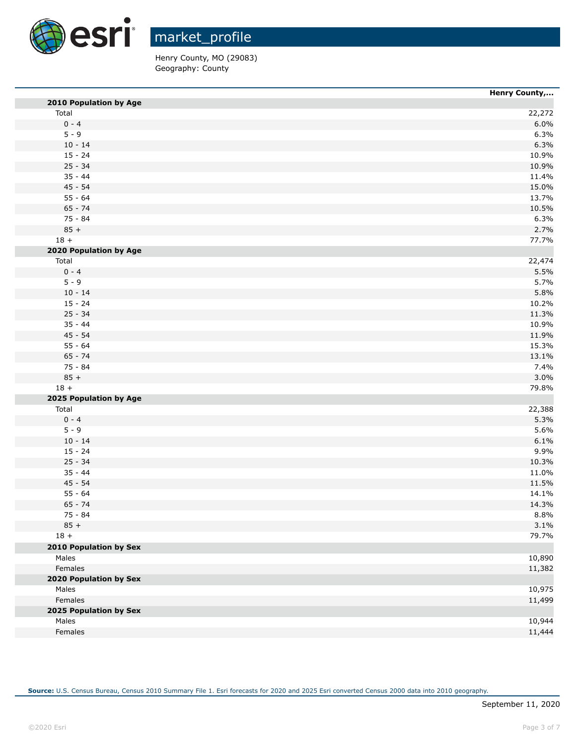# market_profile

Henry County, MO (29083)
Geography: County

| | Henry County,... |
|---|---|
| **2010 Population by Age** | |
| Total | 22,272 |
| 0 - 4 | 6.0% |
| 5 - 9 | 6.3% |
| 10 - 14 | 6.3% |
| 15 - 24 | 10.9% |
| 25 - 34 | 10.9% |
| 35 - 44 | 11.4% |
| 45 - 54 | 15.0% |
| 55 - 64 | 13.7% |
| 65 - 74 | 10.5% |
| 75 - 84 | 6.3% |
| 85 + | 2.7% |
| 18 + | 77.7% |
| **2020 Population by Age** | |
| Total | 22,474 |
| 0 - 4 | 5.5% |
| 5 - 9 | 5.7% |
| 10 - 14 | 5.8% |
| 15 - 24 | 10.2% |
| 25 - 34 | 11.3% |
| 35 - 44 | 10.9% |
| 45 - 54 | 11.9% |
| 55 - 64 | 15.3% |
| 65 - 74 | 13.1% |
| 75 - 84 | 7.4% |
| 85 + | 3.0% |
| 18 + | 79.8% |
| **2025 Population by Age** | |
| Total | 22,388 |
| 0 - 4 | 5.3% |
| 5 - 9 | 5.6% |
| 10 - 14 | 6.1% |
| 15 - 24 | 9.9% |
| 25 - 34 | 10.3% |
| 35 - 44 | 11.0% |
| 45 - 54 | 11.5% |
| 55 - 64 | 14.1% |
| 65 - 74 | 14.3% |
| 75 - 84 | 8.8% |
| 85 + | 3.1% |
| 18 + | 79.7% |
| **2010 Population by Sex** | |
| Males | 10,890 |
| Females | 11,382 |
| **2020 Population by Sex** | |
| Males | 10,975 |
| Females | 11,499 |
| **2025 Population by Sex** | |
| Males | 10,944 |
| Females | 11,444 |

**Source:** U.S. Census Bureau, Census 2010 Summary File 1. Esri forecasts for 2020 and 2025 Esri converted Census 2000 data into 2010 geography.

September 11, 2020

©2020 Esri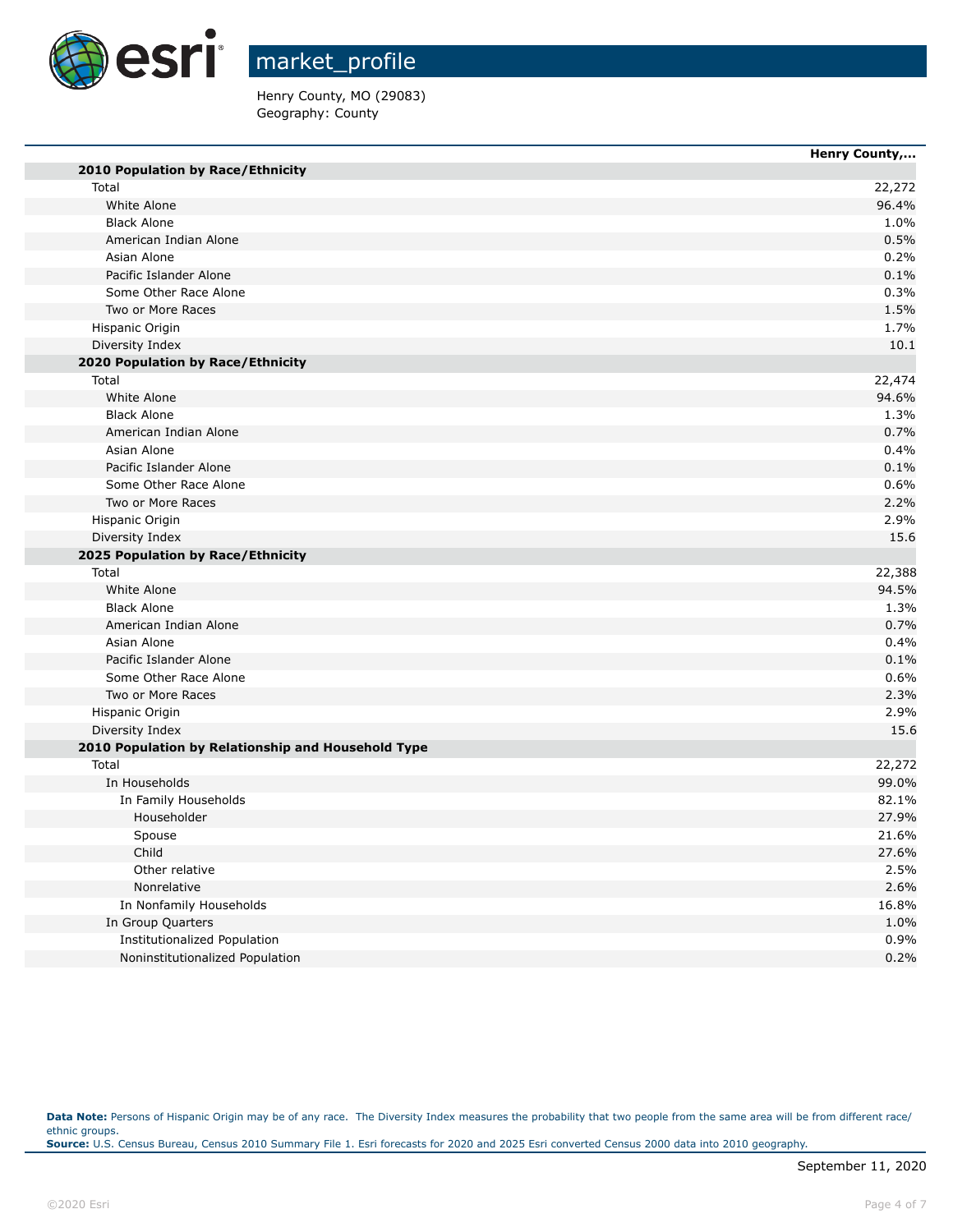# market_profile

Henry County, MO (29083)
Geography: County

| | Henry County,... |
|---|---|
| **2010 Population by Race/Ethnicity** | |
| Total | 22,272 |
| White Alone | 96.4% |
| Black Alone | 1.0% |
| American Indian Alone | 0.5% |
| Asian Alone | 0.2% |
| Pacific Islander Alone | 0.1% |
| Some Other Race Alone | 0.3% |
| Two or More Races | 1.5% |
| Hispanic Origin | 1.7% |
| Diversity Index | 10.1 |
| **2020 Population by Race/Ethnicity** | |
| Total | 22,474 |
| White Alone | 94.6% |
| Black Alone | 1.3% |
| American Indian Alone | 0.7% |
| Asian Alone | 0.4% |
| Pacific Islander Alone | 0.1% |
| Some Other Race Alone | 0.6% |
| Two or More Races | 2.2% |
| Hispanic Origin | 2.9% |
| Diversity Index | 15.6 |
| **2025 Population by Race/Ethnicity** | |
| Total | 22,388 |
| White Alone | 94.5% |
| Black Alone | 1.3% |
| American Indian Alone | 0.7% |
| Asian Alone | 0.4% |
| Pacific Islander Alone | 0.1% |
| Some Other Race Alone | 0.6% |
| Two or More Races | 2.3% |
| Hispanic Origin | 2.9% |
| Diversity Index | 15.6 |
| **2010 Population by Relationship and Household Type** | |
| Total | 22,272 |
| In Households | 99.0% |
| In Family Households | 82.1% |
| Householder | 27.9% |
| Spouse | 21.6% |
| Child | 27.6% |
| Other relative | 2.5% |
| Nonrelative | 2.6% |
| In Nonfamily Households | 16.8% |
| In Group Quarters | 1.0% |
| Institutionalized Population | 0.9% |
| Noninstitutionalized Population | 0.2% |

**Data Note:** Persons of Hispanic Origin may be of any race. The Diversity Index measures the probability that two people from the same area will be from different race/ethnic groups.
**Source:** U.S. Census Bureau, Census 2010 Summary File 1. Esri forecasts for 2020 and 2025 Esri converted Census 2000 data into 2010 geography.

September 11, 2020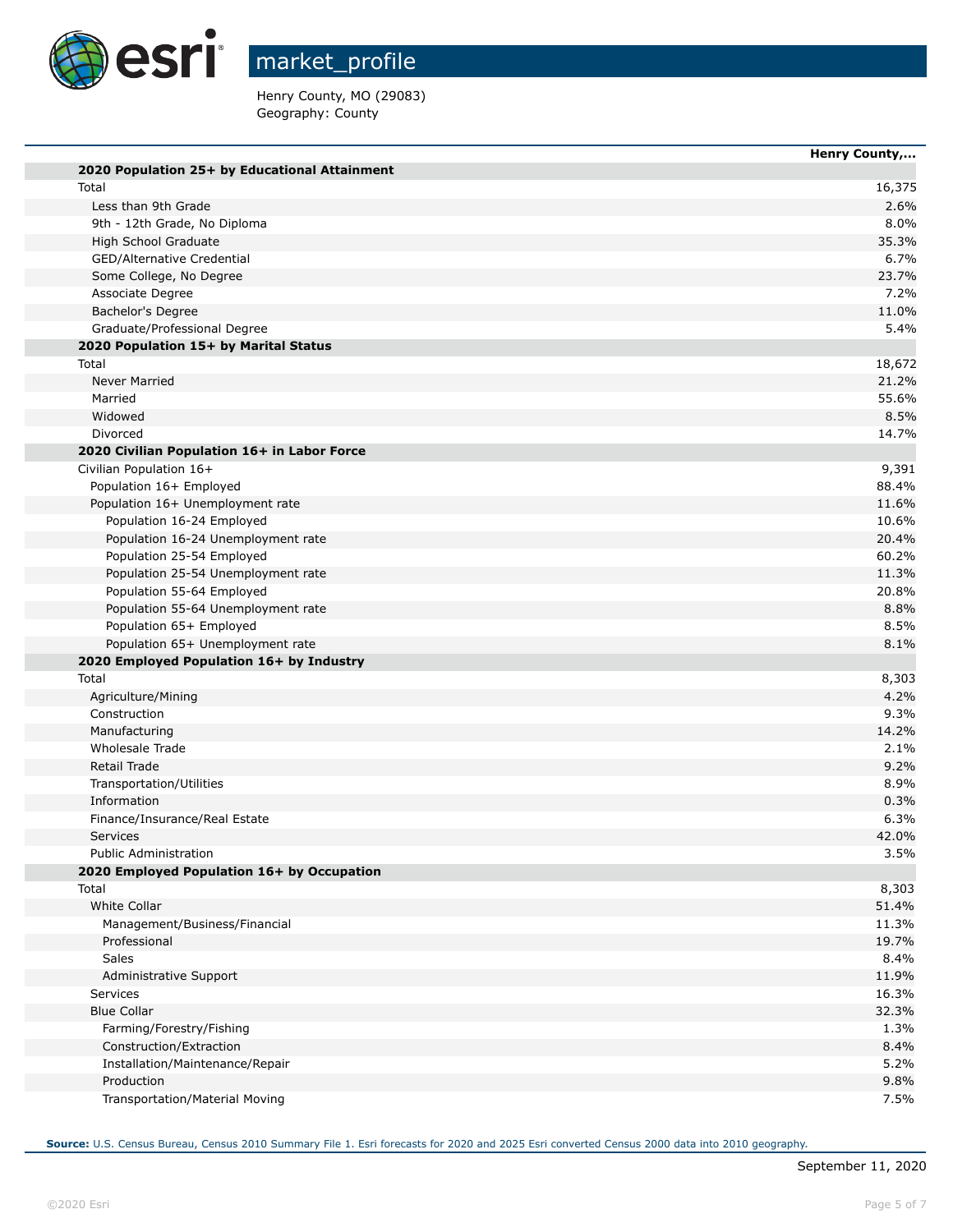# market_profile

Henry County, MO (29083)
Geography: County

| | Henry County,... |
|---|---|
| **2020 Population 25+ by Educational Attainment** | |
| Total | 16,375 |
| Less than 9th Grade | 2.6% |
| 9th - 12th Grade, No Diploma | 8.0% |
| High School Graduate | 35.3% |
| GED/Alternative Credential | 6.7% |
| Some College, No Degree | 23.7% |
| Associate Degree | 7.2% |
| Bachelor's Degree | 11.0% |
| Graduate/Professional Degree | 5.4% |
| **2020 Population 15+ by Marital Status** | |
| Total | 18,672 |
| Never Married | 21.2% |
| Married | 55.6% |
| Widowed | 8.5% |
| Divorced | 14.7% |
| **2020 Civilian Population 16+ in Labor Force** | |
| Civilian Population 16+ | 9,391 |
| Population 16+ Employed | 88.4% |
| Population 16+ Unemployment rate | 11.6% |
| Population 16-24 Employed | 10.6% |
| Population 16-24 Unemployment rate | 20.4% |
| Population 25-54 Employed | 60.2% |
| Population 25-54 Unemployment rate | 11.3% |
| Population 55-64 Employed | 20.8% |
| Population 55-64 Unemployment rate | 8.8% |
| Population 65+ Employed | 8.5% |
| Population 65+ Unemployment rate | 8.1% |
| **2020 Employed Population 16+ by Industry** | |
| Total | 8,303 |
| Agriculture/Mining | 4.2% |
| Construction | 9.3% |
| Manufacturing | 14.2% |
| Wholesale Trade | 2.1% |
| Retail Trade | 9.2% |
| Transportation/Utilities | 8.9% |
| Information | 0.3% |
| Finance/Insurance/Real Estate | 6.3% |
| Services | 42.0% |
| Public Administration | 3.5% |
| **2020 Employed Population 16+ by Occupation** | |
| Total | 8,303 |
| White Collar | 51.4% |
| Management/Business/Financial | 11.3% |
| Professional | 19.7% |
| Sales | 8.4% |
| Administrative Support | 11.9% |
| Services | 16.3% |
| Blue Collar | 32.3% |
| Farming/Forestry/Fishing | 1.3% |
| Construction/Extraction | 8.4% |
| Installation/Maintenance/Repair | 5.2% |
| Production | 9.8% |
| Transportation/Material Moving | 7.5% |

**Source:** U.S. Census Bureau, Census 2010 Summary File 1. Esri forecasts for 2020 and 2025 Esri converted Census 2000 data into 2010 geography.

September 11, 2020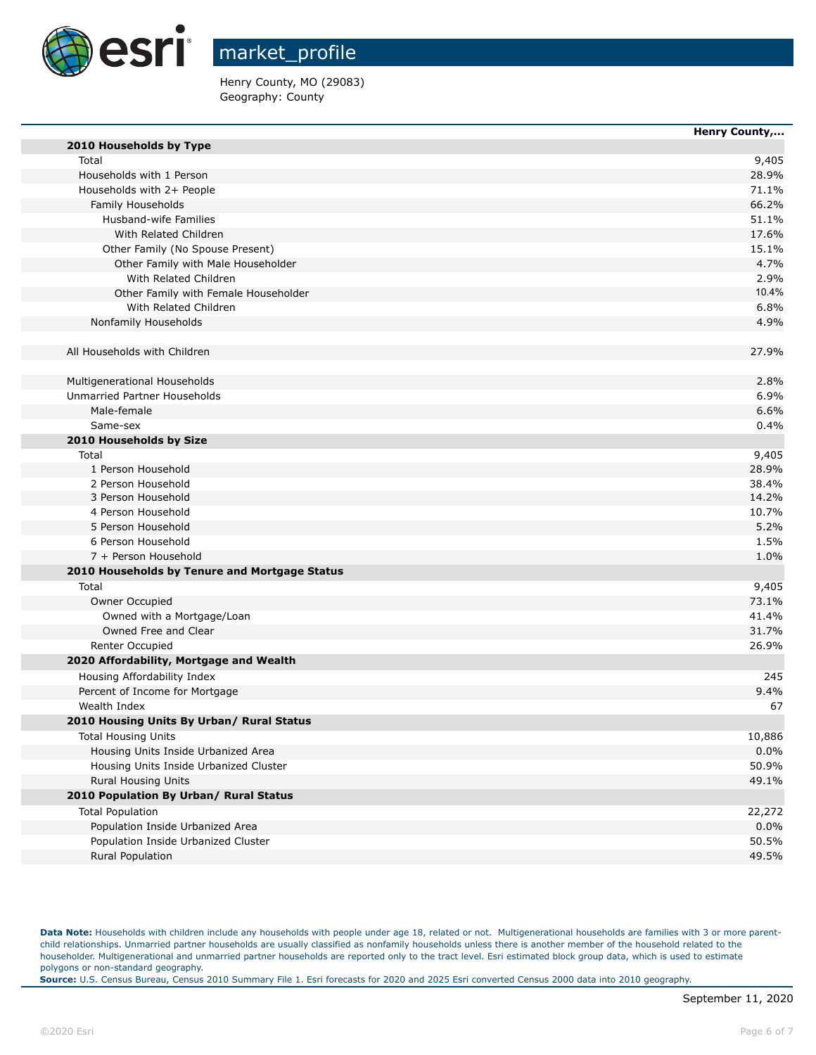# market_profile

Henry County, MO (29083)
Geography: County

| | Henry County,... |
|---|---|
| **2010 Households by Type** | |
| Total | 9,405 |
| Households with 1 Person | 28.9% |
| Households with 2+ People | 71.1% |
| Family Households | 66.2% |
| Husband-wife Families | 51.1% |
| With Related Children | 17.6% |
| Other Family (No Spouse Present) | 15.1% |
| Other Family with Male Householder | 4.7% |
| With Related Children | 2.9% |
| Other Family with Female Householder | 10.4% |
| With Related Children | 6.8% |
| Nonfamily Households | 4.9% |
| | |
| All Households with Children | 27.9% |
| | |
| Multigenerational Households | 2.8% |
| Unmarried Partner Households | 6.9% |
| Male-female | 6.6% |
| Same-sex | 0.4% |
| **2010 Households by Size** | |
| Total | 9,405 |
| 1 Person Household | 28.9% |
| 2 Person Household | 38.4% |
| 3 Person Household | 14.2% |
| 4 Person Household | 10.7% |
| 5 Person Household | 5.2% |
| 6 Person Household | 1.5% |
| 7 + Person Household | 1.0% |
| **2010 Households by Tenure and Mortgage Status** | |
| Total | 9,405 |
| Owner Occupied | 73.1% |
| Owned with a Mortgage/Loan | 41.4% |
| Owned Free and Clear | 31.7% |
| Renter Occupied | 26.9% |
| **2020 Affordability, Mortgage and Wealth** | |
| Housing Affordability Index | 245 |
| Percent of Income for Mortgage | 9.4% |
| Wealth Index | 67 |
| **2010 Housing Units By Urban/ Rural Status** | |
| Total Housing Units | 10,886 |
| Housing Units Inside Urbanized Area | 0.0% |
| Housing Units Inside Urbanized Cluster | 50.9% |
| Rural Housing Units | 49.1% |
| **2010 Population By Urban/ Rural Status** | |
| Total Population | 22,272 |
| Population Inside Urbanized Area | 0.0% |
| Population Inside Urbanized Cluster | 50.5% |
| Rural Population | 49.5% |

**Data Note:** Households with children include any households with people under age 18, related or not. Multigenerational households are families with 3 or more parent-child relationships. Unmarried partner households are usually classified as nonfamily households unless there is another member of the household related to the householder. Multigenerational and unmarried partner households are reported only to the tract level. Esri estimated block group data, which is used to estimate polygons or non-standard geography.
**Source:** U.S. Census Bureau, Census 2010 Summary File 1. Esri forecasts for 2020 and 2025 Esri converted Census 2000 data into 2010 geography.

September 11, 2020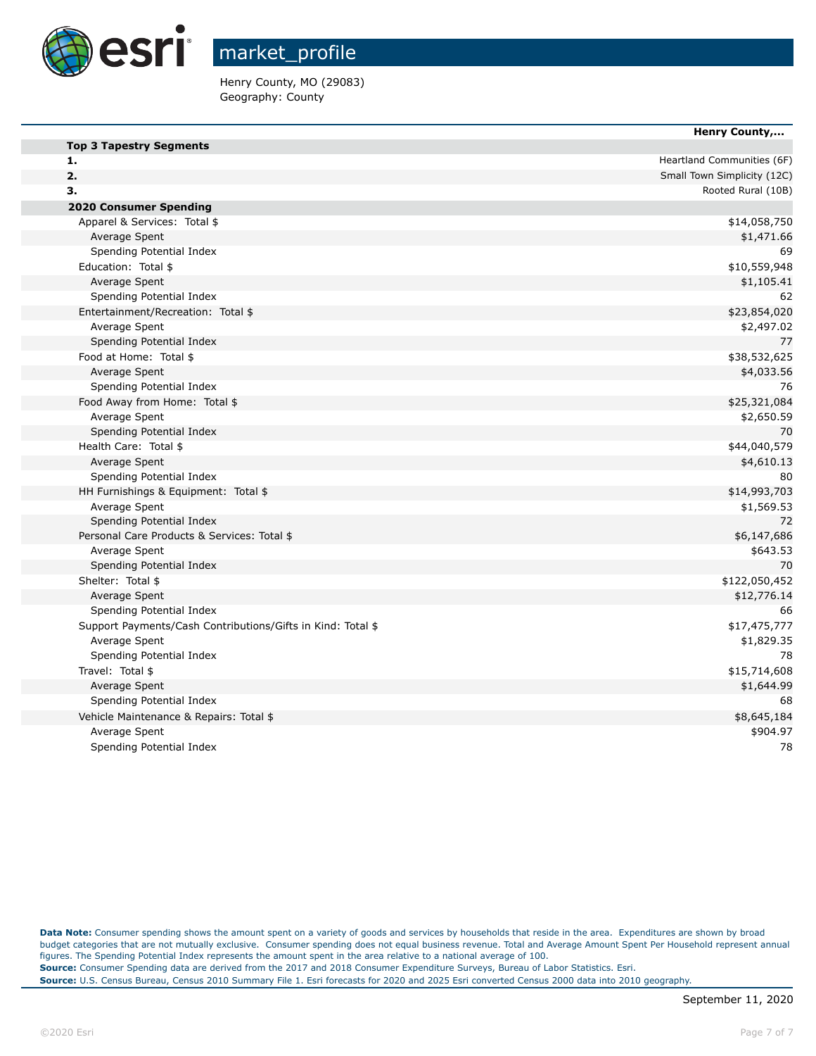# market_profile

Henry County, MO (29083)
Geography: County

| | Henry County,... |
|---|---|
| **Top 3 Tapestry Segments** | |
| **1.** | Heartland Communities (6F) |
| **2.** | Small Town Simplicity (12C) |
| **3.** | Rooted Rural (10B) |
| **2020 Consumer Spending** | |
| Apparel & Services: Total $ | $14,058,750 |
| Average Spent | $1,471.66 |
| Spending Potential Index | 69 |
| Education: Total $ | $10,559,948 |
| Average Spent | $1,105.41 |
| Spending Potential Index | 62 |
| Entertainment/Recreation: Total $ | $23,854,020 |
| Average Spent | $2,497.02 |
| Spending Potential Index | 77 |
| Food at Home: Total $ | $38,532,625 |
| Average Spent | $4,033.56 |
| Spending Potential Index | 76 |
| Food Away from Home: Total $ | $25,321,084 |
| Average Spent | $2,650.59 |
| Spending Potential Index | 70 |
| Health Care: Total $ | $44,040,579 |
| Average Spent | $4,610.13 |
| Spending Potential Index | 80 |
| HH Furnishings & Equipment: Total $ | $14,993,703 |
| Average Spent | $1,569.53 |
| Spending Potential Index | 72 |
| Personal Care Products & Services: Total $ | $6,147,686 |
| Average Spent | $643.53 |
| Spending Potential Index | 70 |
| Shelter: Total $ | $122,050,452 |
| Average Spent | $12,776.14 |
| Spending Potential Index | 66 |
| Support Payments/Cash Contributions/Gifts in Kind: Total $ | $17,475,777 |
| Average Spent | $1,829.35 |
| Spending Potential Index | 78 |
| Travel: Total $ | $15,714,608 |
| Average Spent | $1,644.99 |
| Spending Potential Index | 68 |
| Vehicle Maintenance & Repairs: Total $ | $8,645,184 |
| Average Spent | $904.97 |
| Spending Potential Index | 78 |

**Data Note:** Consumer spending shows the amount spent on a variety of goods and services by households that reside in the area. Expenditures are shown by broad budget categories that are not mutually exclusive. Consumer spending does not equal business revenue. Total and Average Amount Spent Per Household represent annual figures. The Spending Potential Index represents the amount spent in the area relative to a national average of 100.
**Source:** Consumer Spending data are derived from the 2017 and 2018 Consumer Expenditure Surveys, Bureau of Labor Statistics. Esri.
**Source:** U.S. Census Bureau, Census 2010 Summary File 1. Esri forecasts for 2020 and 2025 Esri converted Census 2000 data into 2010 geography.

September 11, 2020

©2020 Esri